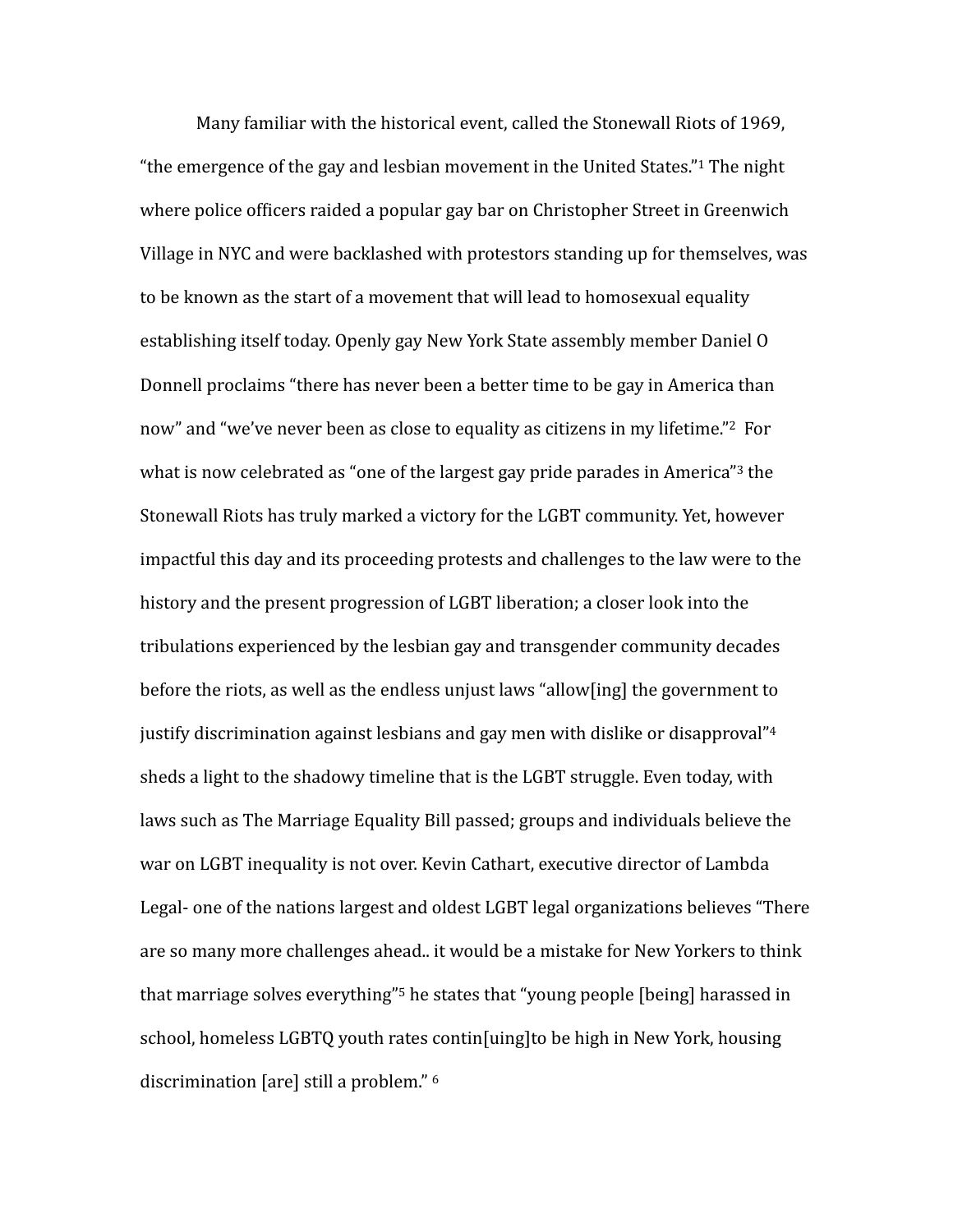Many familiar with the historical event, called the Stonewall Riots of 1969, "the emergence of the gay and lesbian movement in the United States."[1] The night where police officers raided a popular gay bar on Christopher Street in Greenwich Village in NYC and were backlashed with protestors standing up for themselves, was to be known as the start of a movement that will lead to homosexual equality establishing itself today. Openly gay New York State assembly member Daniel O Donnell proclaims "there has never been a better time to be gay in America than now" and "we've never been as close to equality as citizens in my lifetime."[2] For what is now celebrated as "one of the largest gay pride parades in America"[3] the Stonewall Riots has truly marked a victory for the LGBT community. Yet, however impactful this day and its proceeding protests and challenges to the law were to the history and the present progression of LGBT liberation; a closer look into the tribulations experienced by the lesbian gay and transgender community decades before the riots, as well as the endless unjust laws "allow[ing] the government to justify discrimination against lesbians and gay men with dislike or disapproval"[4] sheds a light to the shadowy timeline that is the LGBT struggle. Even today, with laws such as The Marriage Equality Bill passed; groups and individuals believe the war on LGBT inequality is not over. Kevin Cathart, executive director of Lambda Legal- one of the nations largest and oldest LGBT legal organizations believes "There are so many more challenges ahead.. it would be a mistake for New Yorkers to think that marriage solves everything"[5] he states that "young people [being] harassed in school, homeless LGBTQ youth rates contin[uing]to be high in New York, housing discrimination [are] still a problem." [6]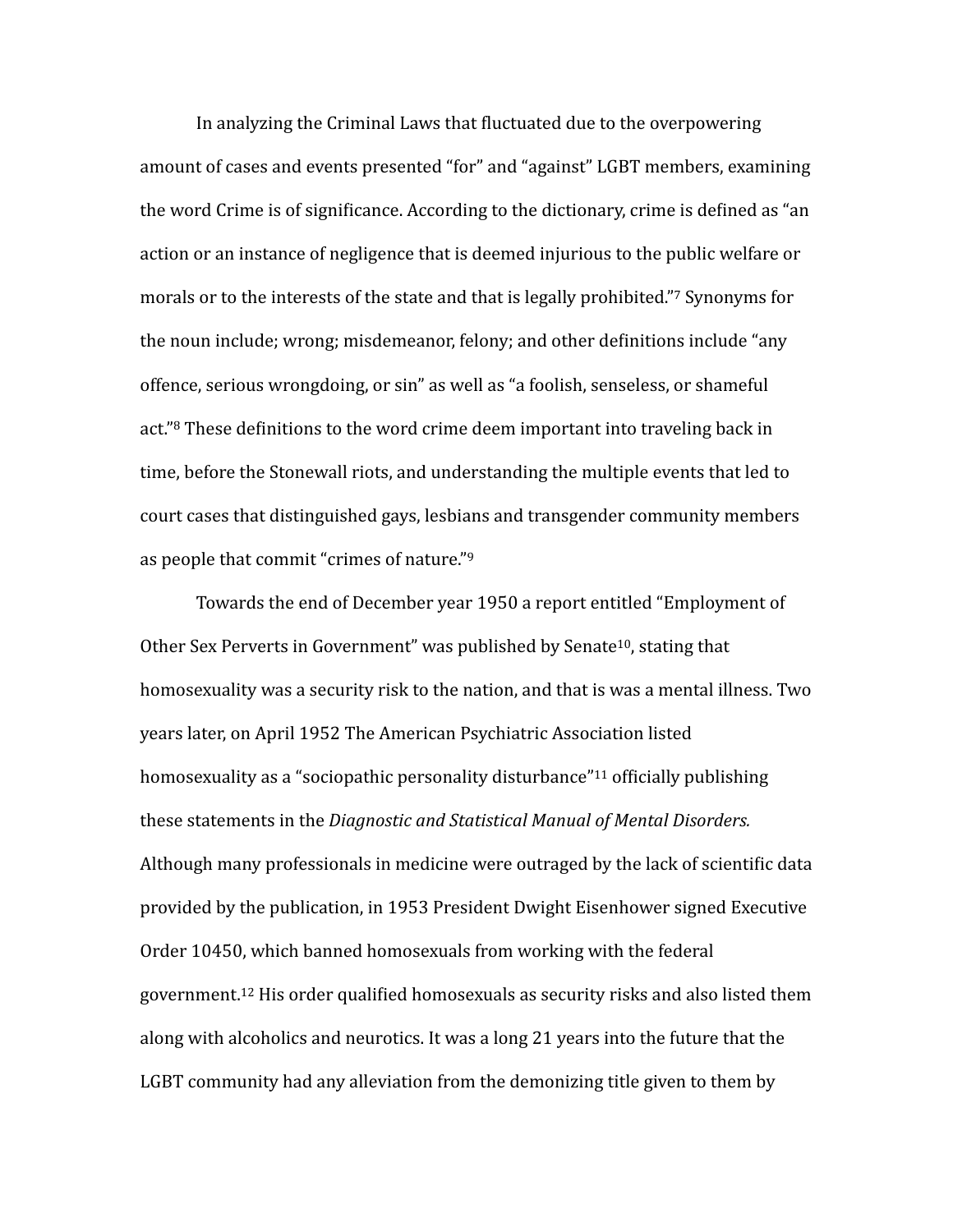In analyzing the Criminal Laws that fluctuated due to the overpowering amount of cases and events presented "for" and "against" LGBT members, examining the word Crime is of significance. According to the dictionary, crime is defined as "an action or an instance of negligence that is deemed injurious to the public welfare or morals or to the interests of the state and that is legally prohibited."[7] Synonyms for the noun include; wrong; misdemeanor, felony; and other definitions include "any offence, serious wrongdoing, or sin" as well as "a foolish, senseless, or shameful act."[8] These definitions to the word crime deem important into traveling back in time, before the Stonewall riots, and understanding the multiple events that led to court cases that distinguished gays, lesbians and transgender community members as people that commit "crimes of nature."[9]

Towards the end of December year 1950 a report entitled "Employment of Other Sex Perverts in Government" was published by Senate[10], stating that homosexuality was a security risk to the nation, and that is was a mental illness. Two years later, on April 1952 The American Psychiatric Association listed homosexuality as a "sociopathic personality disturbance"[11] officially publishing these statements in the *Diagnostic and Statistical Manual of Mental Disorders.* Although many professionals in medicine were outraged by the lack of scientific data provided by the publication, in 1953 President Dwight Eisenhower signed Executive Order 10450, which banned homosexuals from working with the federal government.[12] His order qualified homosexuals as security risks and also listed them along with alcoholics and neurotics. It was a long 21 years into the future that the LGBT community had any alleviation from the demonizing title given to them by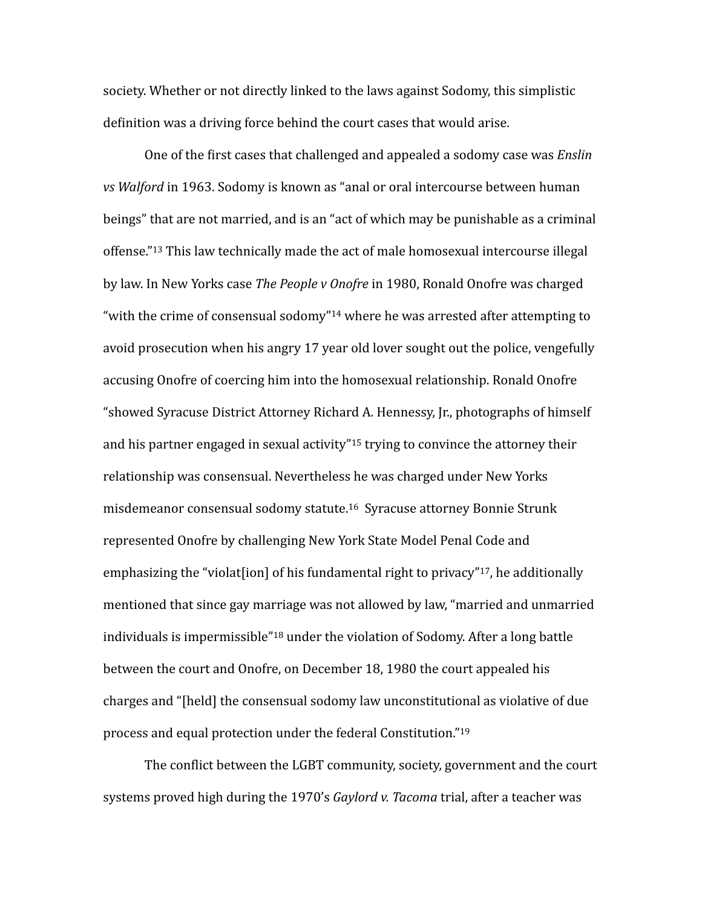society. Whether or not directly linked to the laws against Sodomy, this simplistic definition was a driving force behind the court cases that would arise.

One of the first cases that challenged and appealed a sodomy case was *Enslin vs Walford* in 1963. Sodomy is known as "anal or oral intercourse between human beings" that are not married, and is an "act of which may be punishable as a criminal offense."[13] This law technically made the act of male homosexual intercourse illegal by law. In New Yorks case *The People v Onofre* in 1980, Ronald Onofre was charged "with the crime of consensual sodomy"[14] where he was arrested after attempting to avoid prosecution when his angry 17 year old lover sought out the police, vengefully accusing Onofre of coercing him into the homosexual relationship. Ronald Onofre "showed Syracuse District Attorney Richard A. Hennessy, Jr., photographs of himself and his partner engaged in sexual activity"[15] trying to convince the attorney their relationship was consensual. Nevertheless he was charged under New Yorks misdemeanor consensual sodomy statute.[16] Syracuse attorney Bonnie Strunk represented Onofre by challenging New York State Model Penal Code and emphasizing the "violat[ion] of his fundamental right to privacy"[17], he additionally mentioned that since gay marriage was not allowed by law, "married and unmarried individuals is impermissible"[18] under the violation of Sodomy. After a long battle between the court and Onofre, on December 18, 1980 the court appealed his charges and "[held] the consensual sodomy law unconstitutional as violative of due process and equal protection under the federal Constitution."[19]

The conflict between the LGBT community, society, government and the court systems proved high during the 1970's *Gaylord v. Tacoma* trial, after a teacher was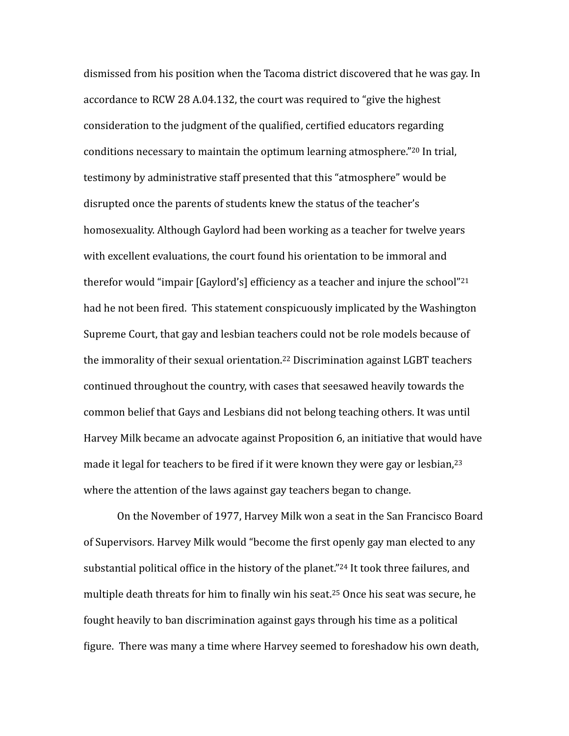dismissed from his position when the Tacoma district discovered that he was gay. In accordance to RCW 28 A.04.132, the court was required to "give the highest consideration to the judgment of the qualified, certified educators regarding conditions necessary to maintain the optimum learning atmosphere."[20] In trial, testimony by administrative staff presented that this "atmosphere" would be disrupted once the parents of students knew the status of the teacher's homosexuality. Although Gaylord had been working as a teacher for twelve years with excellent evaluations, the court found his orientation to be immoral and therefor would "impair [Gaylord's] efficiency as a teacher and injure the school"[21] had he not been fired. This statement conspicuously implicated by the Washington Supreme Court, that gay and lesbian teachers could not be role models because of the immorality of their sexual orientation.[22] Discrimination against LGBT teachers continued throughout the country, with cases that seesawed heavily towards the common belief that Gays and Lesbians did not belong teaching others. It was until Harvey Milk became an advocate against Proposition 6, an initiative that would have made it legal for teachers to be fired if it were known they were gay or lesbian,[23] where the attention of the laws against gay teachers began to change.

On the November of 1977, Harvey Milk won a seat in the San Francisco Board of Supervisors. Harvey Milk would "become the first openly gay man elected to any substantial political office in the history of the planet."[24] It took three failures, and multiple death threats for him to finally win his seat.[25] Once his seat was secure, he fought heavily to ban discrimination against gays through his time as a political figure. There was many a time where Harvey seemed to foreshadow his own death,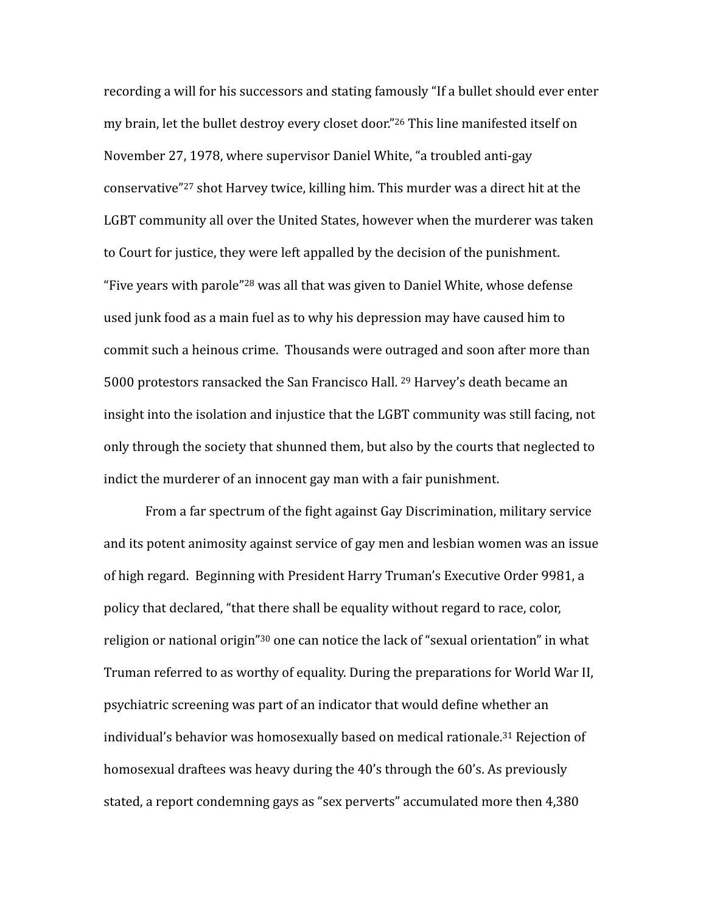recording a will for his successors and stating famously "If a bullet should ever enter my brain, let the bullet destroy every closet door."[26] This line manifested itself on November 27, 1978, where supervisor Daniel White, "a troubled anti-gay conservative"[27] shot Harvey twice, killing him. This murder was a direct hit at the LGBT community all over the United States, however when the murderer was taken to Court for justice, they were left appalled by the decision of the punishment. "Five years with parole"[28] was all that was given to Daniel White, whose defense used junk food as a main fuel as to why his depression may have caused him to commit such a heinous crime. Thousands were outraged and soon after more than 5000 protestors ransacked the San Francisco Hall. [29] Harvey's death became an insight into the isolation and injustice that the LGBT community was still facing, not only through the society that shunned them, but also by the courts that neglected to indict the murderer of an innocent gay man with a fair punishment.

From a far spectrum of the fight against Gay Discrimination, military service and its potent animosity against service of gay men and lesbian women was an issue of high regard. Beginning with President Harry Truman's Executive Order 9981, a policy that declared, "that there shall be equality without regard to race, color, religion or national origin"[30] one can notice the lack of "sexual orientation" in what Truman referred to as worthy of equality. During the preparations for World War II, psychiatric screening was part of an indicator that would define whether an individual's behavior was homosexually based on medical rationale.[31] Rejection of homosexual draftees was heavy during the 40's through the 60's. As previously stated, a report condemning gays as "sex perverts" accumulated more then 4,380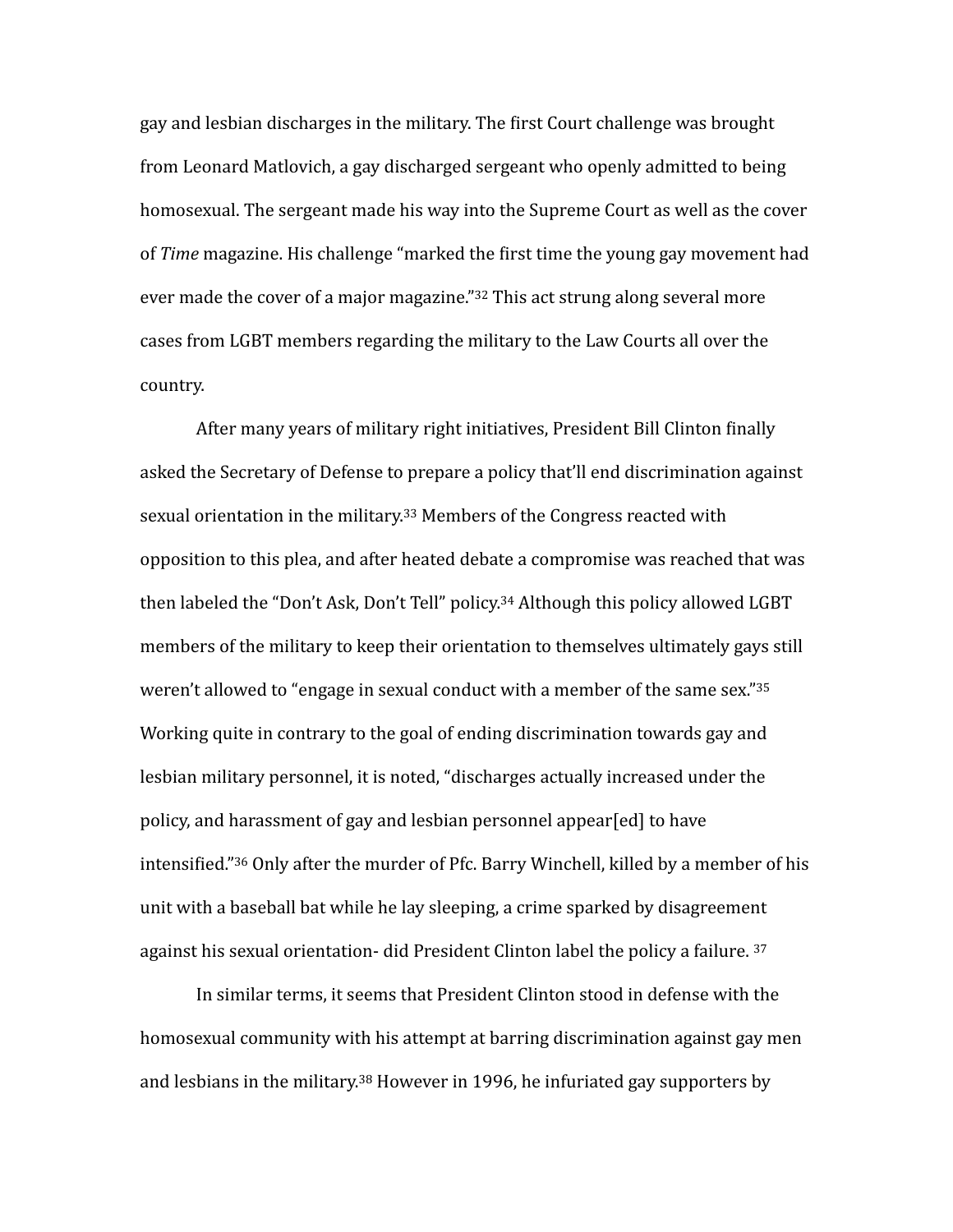gay and lesbian discharges in the military. The first Court challenge was brought from Leonard Matlovich, a gay discharged sergeant who openly admitted to being homosexual. The sergeant made his way into the Supreme Court as well as the cover of *Time* magazine. His challenge "marked the first time the young gay movement had ever made the cover of a major magazine."[32] This act strung along several more cases from LGBT members regarding the military to the Law Courts all over the country.

After many years of military right initiatives, President Bill Clinton finally asked the Secretary of Defense to prepare a policy that'll end discrimination against sexual orientation in the military.[33] Members of the Congress reacted with opposition to this plea, and after heated debate a compromise was reached that was then labeled the "Don't Ask, Don't Tell" policy.[34] Although this policy allowed LGBT members of the military to keep their orientation to themselves ultimately gays still weren't allowed to "engage in sexual conduct with a member of the same sex."[35] Working quite in contrary to the goal of ending discrimination towards gay and lesbian military personnel, it is noted, "discharges actually increased under the policy, and harassment of gay and lesbian personnel appear[ed] to have intensified."[36] Only after the murder of Pfc. Barry Winchell, killed by a member of his unit with a baseball bat while he lay sleeping, a crime sparked by disagreement against his sexual orientation- did President Clinton label the policy a failure. [37]

In similar terms, it seems that President Clinton stood in defense with the homosexual community with his attempt at barring discrimination against gay men and lesbians in the military.[38] However in 1996, he infuriated gay supporters by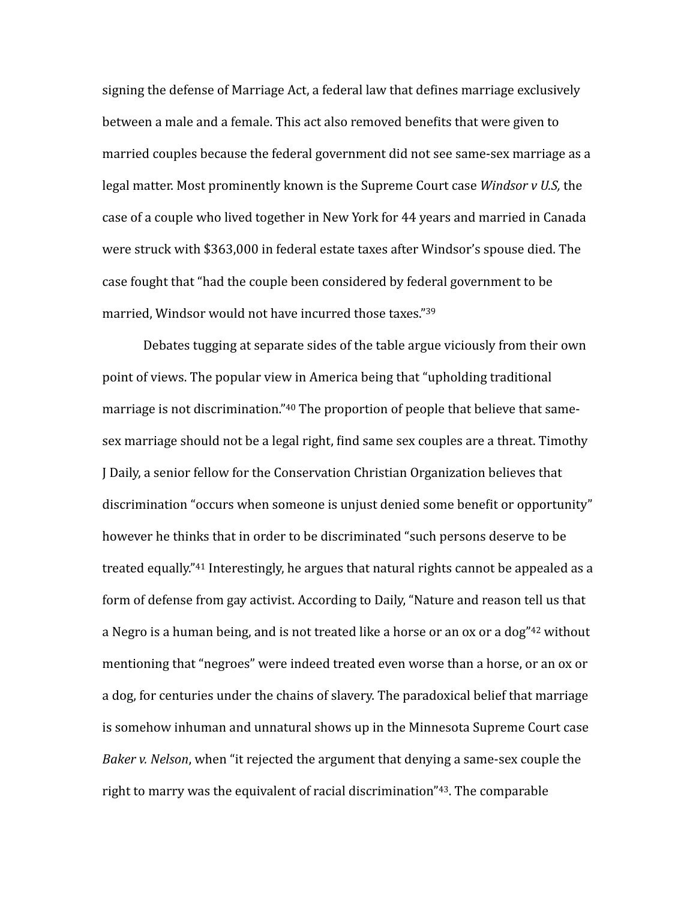signing the defense of Marriage Act, a federal law that defines marriage exclusively between a male and a female. This act also removed benefits that were given to married couples because the federal government did not see same-sex marriage as a legal matter. Most prominently known is the Supreme Court case *Windsor v U.S,* the case of a couple who lived together in New York for 44 years and married in Canada were struck with $363,000 in federal estate taxes after Windsor's spouse died. The case fought that "had the couple been considered by federal government to be married, Windsor would not have incurred those taxes."[39]

Debates tugging at separate sides of the table argue viciously from their own point of views. The popular view in America being that "upholding traditional marriage is not discrimination."[40] The proportion of people that believe that same-sex marriage should not be a legal right, find same sex couples are a threat. Timothy J Daily, a senior fellow for the Conservation Christian Organization believes that discrimination "occurs when someone is unjust denied some benefit or opportunity" however he thinks that in order to be discriminated "such persons deserve to be treated equally."[41] Interestingly, he argues that natural rights cannot be appealed as a form of defense from gay activist. According to Daily, "Nature and reason tell us that a Negro is a human being, and is not treated like a horse or an ox or a dog"[42] without mentioning that "negroes" were indeed treated even worse than a horse, or an ox or a dog, for centuries under the chains of slavery. The paradoxical belief that marriage is somehow inhuman and unnatural shows up in the Minnesota Supreme Court case *Baker v. Nelson*, when "it rejected the argument that denying a same-sex couple the right to marry was the equivalent of racial discrimination"[43]. The comparable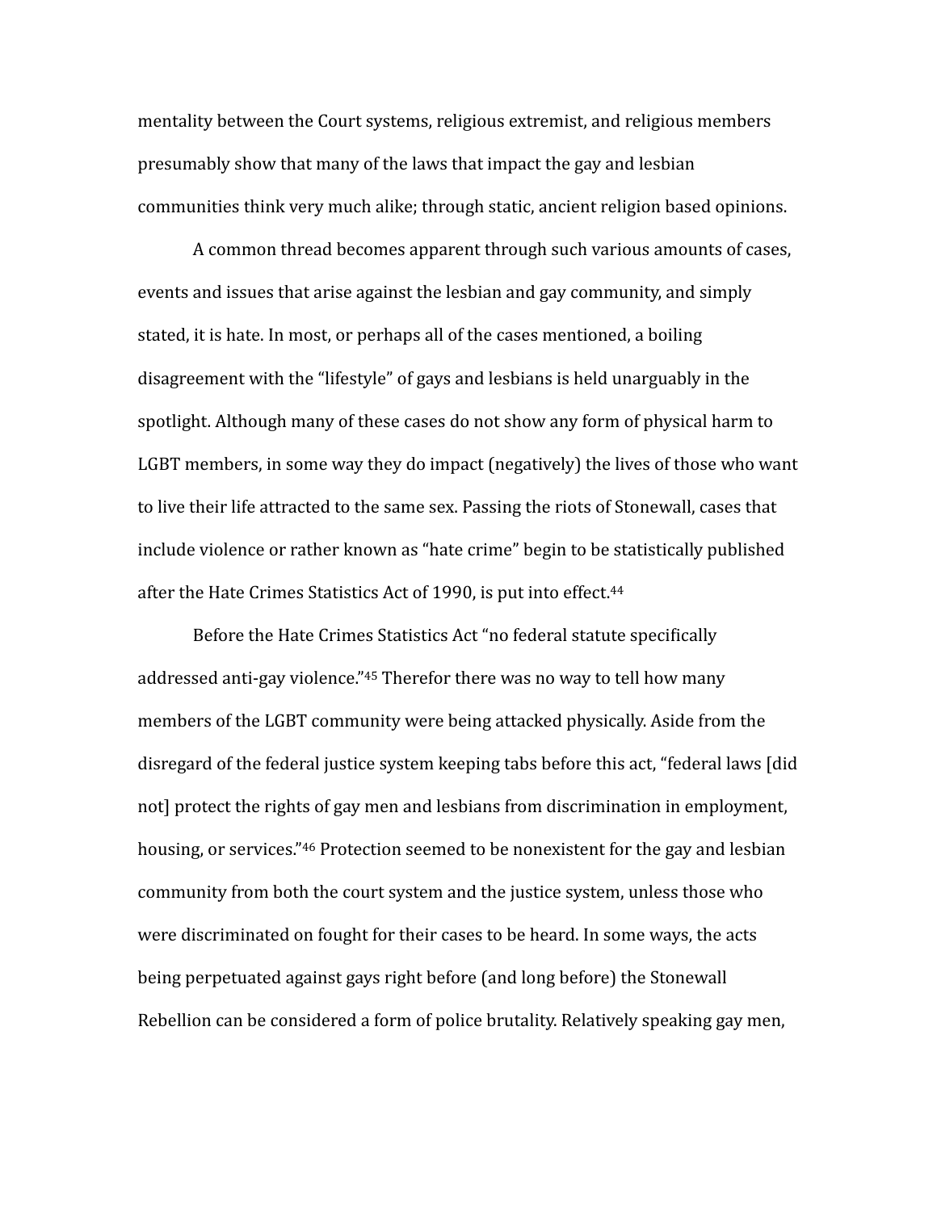mentality between the Court systems, religious extremist, and religious members presumably show that many of the laws that impact the gay and lesbian communities think very much alike; through static, ancient religion based opinions.

A common thread becomes apparent through such various amounts of cases, events and issues that arise against the lesbian and gay community, and simply stated, it is hate. In most, or perhaps all of the cases mentioned, a boiling disagreement with the "lifestyle" of gays and lesbians is held unarguably in the spotlight. Although many of these cases do not show any form of physical harm to LGBT members, in some way they do impact (negatively) the lives of those who want to live their life attracted to the same sex. Passing the riots of Stonewall, cases that include violence or rather known as "hate crime" begin to be statistically published after the Hate Crimes Statistics Act of 1990, is put into effect.[44]

Before the Hate Crimes Statistics Act "no federal statute specifically addressed anti-gay violence."[45] Therefor there was no way to tell how many members of the LGBT community were being attacked physically. Aside from the disregard of the federal justice system keeping tabs before this act, "federal laws [did not] protect the rights of gay men and lesbians from discrimination in employment, housing, or services."[46] Protection seemed to be nonexistent for the gay and lesbian community from both the court system and the justice system, unless those who were discriminated on fought for their cases to be heard. In some ways, the acts being perpetuated against gays right before (and long before) the Stonewall Rebellion can be considered a form of police brutality. Relatively speaking gay men,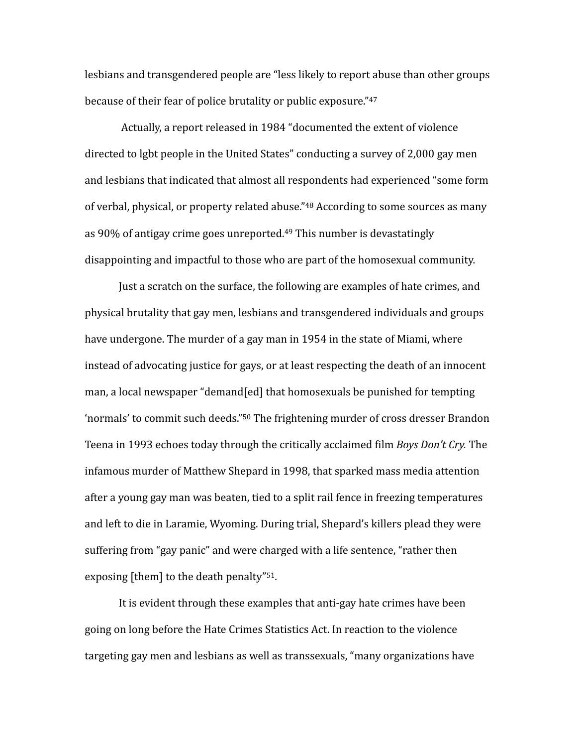lesbians and transgendered people are "less likely to report abuse than other groups because of their fear of police brutality or public exposure."[47]

Actually, a report released in 1984 "documented the extent of violence directed to lgbt people in the United States" conducting a survey of 2,000 gay men and lesbians that indicated that almost all respondents had experienced "some form of verbal, physical, or property related abuse."[48] According to some sources as many as 90% of antigay crime goes unreported.[49] This number is devastatingly disappointing and impactful to those who are part of the homosexual community.

Just a scratch on the surface, the following are examples of hate crimes, and physical brutality that gay men, lesbians and transgendered individuals and groups have undergone. The murder of a gay man in 1954 in the state of Miami, where instead of advocating justice for gays, or at least respecting the death of an innocent man, a local newspaper "demand[ed] that homosexuals be punished for tempting 'normals' to commit such deeds."[50] The frightening murder of cross dresser Brandon Teena in 1993 echoes today through the critically acclaimed film *Boys Don't Cry.* The infamous murder of Matthew Shepard in 1998, that sparked mass media attention after a young gay man was beaten, tied to a split rail fence in freezing temperatures and left to die in Laramie, Wyoming. During trial, Shepard's killers plead they were suffering from "gay panic" and were charged with a life sentence, "rather then exposing [them] to the death penalty"[51].

It is evident through these examples that anti-gay hate crimes have been going on long before the Hate Crimes Statistics Act. In reaction to the violence targeting gay men and lesbians as well as transsexuals, "many organizations have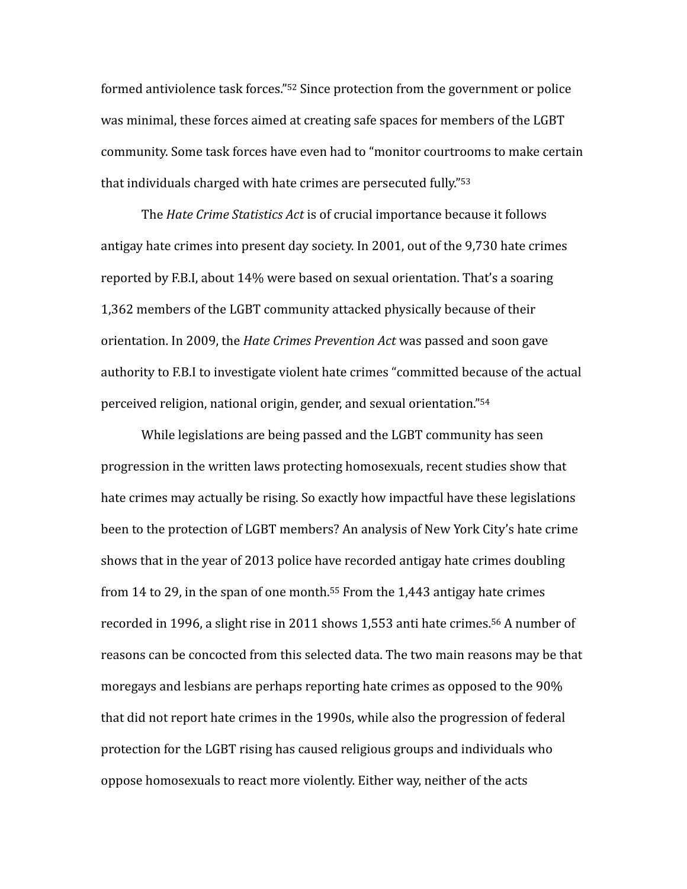formed antiviolence task forces."[52] Since protection from the government or police was minimal, these forces aimed at creating safe spaces for members of the LGBT community. Some task forces have even had to "monitor courtrooms to make certain that individuals charged with hate crimes are persecuted fully."[53]

The *Hate Crime Statistics Act* is of crucial importance because it follows antigay hate crimes into present day society. In 2001, out of the 9,730 hate crimes reported by F.B.I, about 14% were based on sexual orientation. That's a soaring 1,362 members of the LGBT community attacked physically because of their orientation. In 2009, the *Hate Crimes Prevention Act* was passed and soon gave authority to F.B.I to investigate violent hate crimes "committed because of the actual perceived religion, national origin, gender, and sexual orientation."[54]

While legislations are being passed and the LGBT community has seen progression in the written laws protecting homosexuals, recent studies show that hate crimes may actually be rising. So exactly how impactful have these legislations been to the protection of LGBT members? An analysis of New York City's hate crime shows that in the year of 2013 police have recorded antigay hate crimes doubling from 14 to 29, in the span of one month.[55] From the 1,443 antigay hate crimes recorded in 1996, a slight rise in 2011 shows 1,553 anti hate crimes.[56] A number of reasons can be concocted from this selected data. The two main reasons may be that moregays and lesbians are perhaps reporting hate crimes as opposed to the 90% that did not report hate crimes in the 1990s, while also the progression of federal protection for the LGBT rising has caused religious groups and individuals who oppose homosexuals to react more violently. Either way, neither of the acts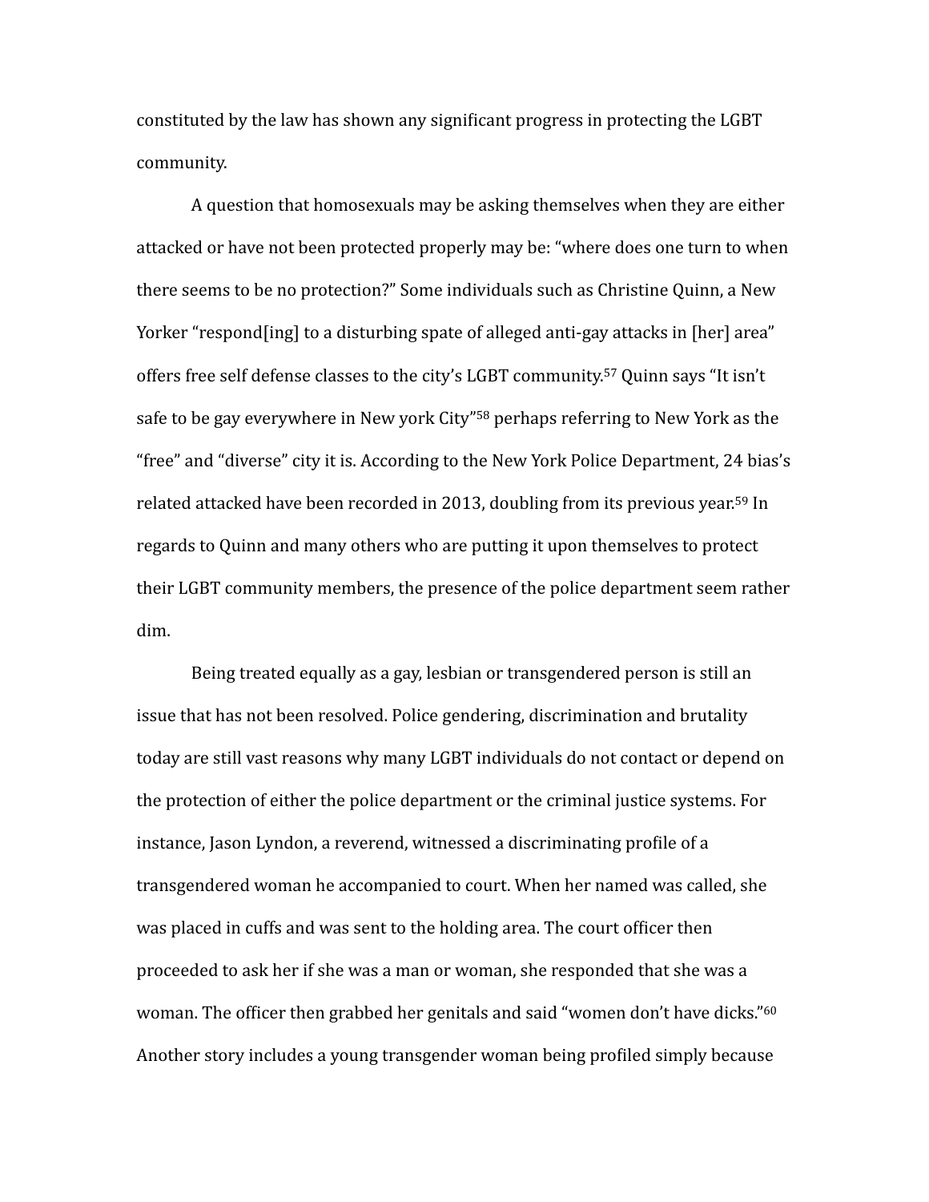constituted by the law has shown any significant progress in protecting the LGBT community.

A question that homosexuals may be asking themselves when they are either attacked or have not been protected properly may be: "where does one turn to when there seems to be no protection?" Some individuals such as Christine Quinn, a New Yorker "respond[ing] to a disturbing spate of alleged anti-gay attacks in [her] area" offers free self defense classes to the city's LGBT community.[57] Quinn says "It isn't safe to be gay everywhere in New york City"[58] perhaps referring to New York as the "free" and "diverse" city it is. According to the New York Police Department, 24 bias's related attacked have been recorded in 2013, doubling from its previous year.[59] In regards to Quinn and many others who are putting it upon themselves to protect their LGBT community members, the presence of the police department seem rather dim.

Being treated equally as a gay, lesbian or transgendered person is still an issue that has not been resolved. Police gendering, discrimination and brutality today are still vast reasons why many LGBT individuals do not contact or depend on the protection of either the police department or the criminal justice systems. For instance, Jason Lyndon, a reverend, witnessed a discriminating profile of a transgendered woman he accompanied to court. When her named was called, she was placed in cuffs and was sent to the holding area. The court officer then proceeded to ask her if she was a man or woman, she responded that she was a woman. The officer then grabbed her genitals and said "women don't have dicks."[60] Another story includes a young transgender woman being profiled simply because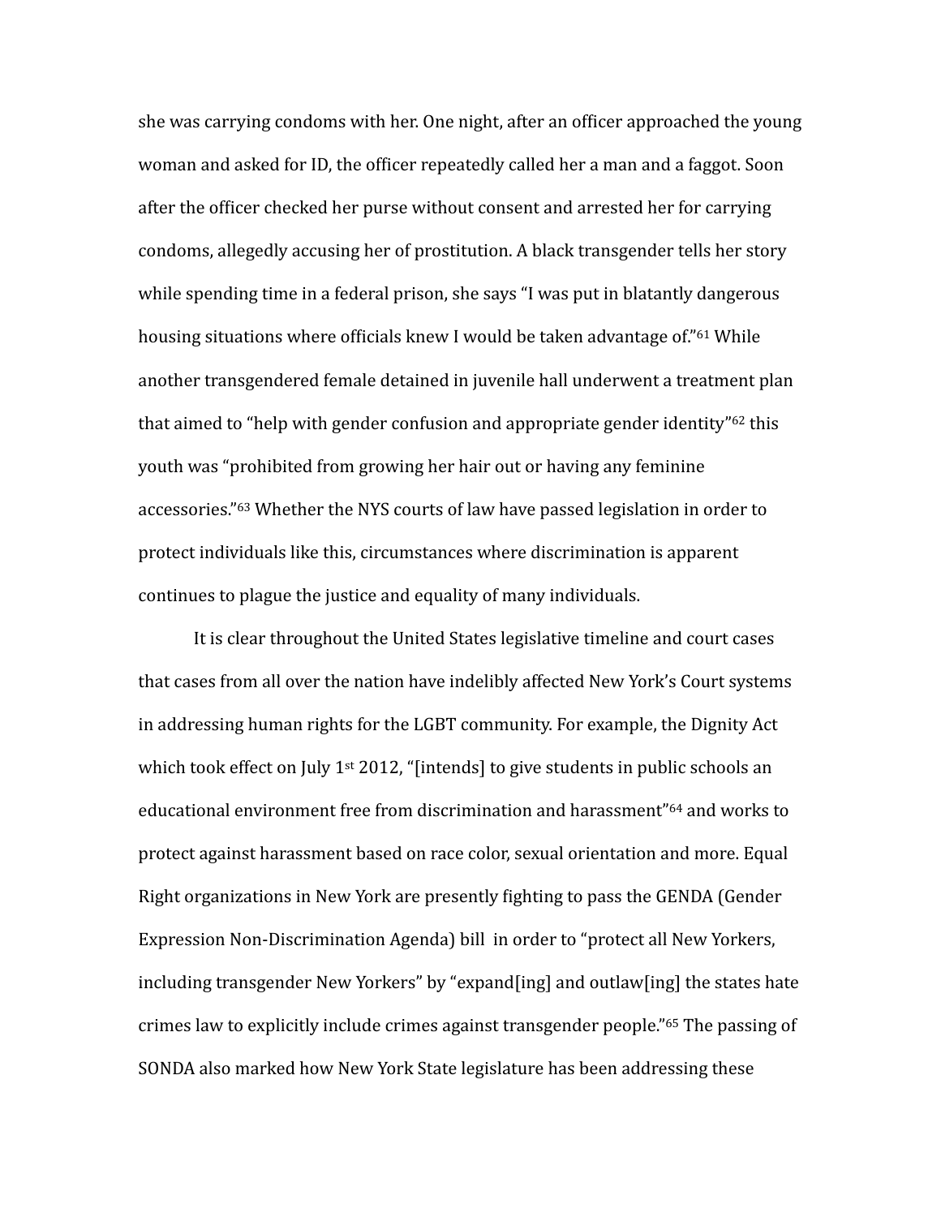she was carrying condoms with her. One night, after an officer approached the young woman and asked for ID, the officer repeatedly called her a man and a faggot. Soon after the officer checked her purse without consent and arrested her for carrying condoms, allegedly accusing her of prostitution. A black transgender tells her story while spending time in a federal prison, she says "I was put in blatantly dangerous housing situations where officials knew I would be taken advantage of."[61] While another transgendered female detained in juvenile hall underwent a treatment plan that aimed to "help with gender confusion and appropriate gender identity"[62] this youth was "prohibited from growing her hair out or having any feminine accessories."[63] Whether the NYS courts of law have passed legislation in order to protect individuals like this, circumstances where discrimination is apparent continues to plague the justice and equality of many individuals.

It is clear throughout the United States legislative timeline and court cases that cases from all over the nation have indelibly affected New York's Court systems in addressing human rights for the LGBT community. For example, the Dignity Act which took effect on July 1st 2012, "[intends] to give students in public schools an educational environment free from discrimination and harassment"[64] and works to protect against harassment based on race color, sexual orientation and more. Equal Right organizations in New York are presently fighting to pass the GENDA (Gender Expression Non-Discrimination Agenda) bill in order to "protect all New Yorkers, including transgender New Yorkers" by "expand[ing] and outlaw[ing] the states hate crimes law to explicitly include crimes against transgender people."[65] The passing of SONDA also marked how New York State legislature has been addressing these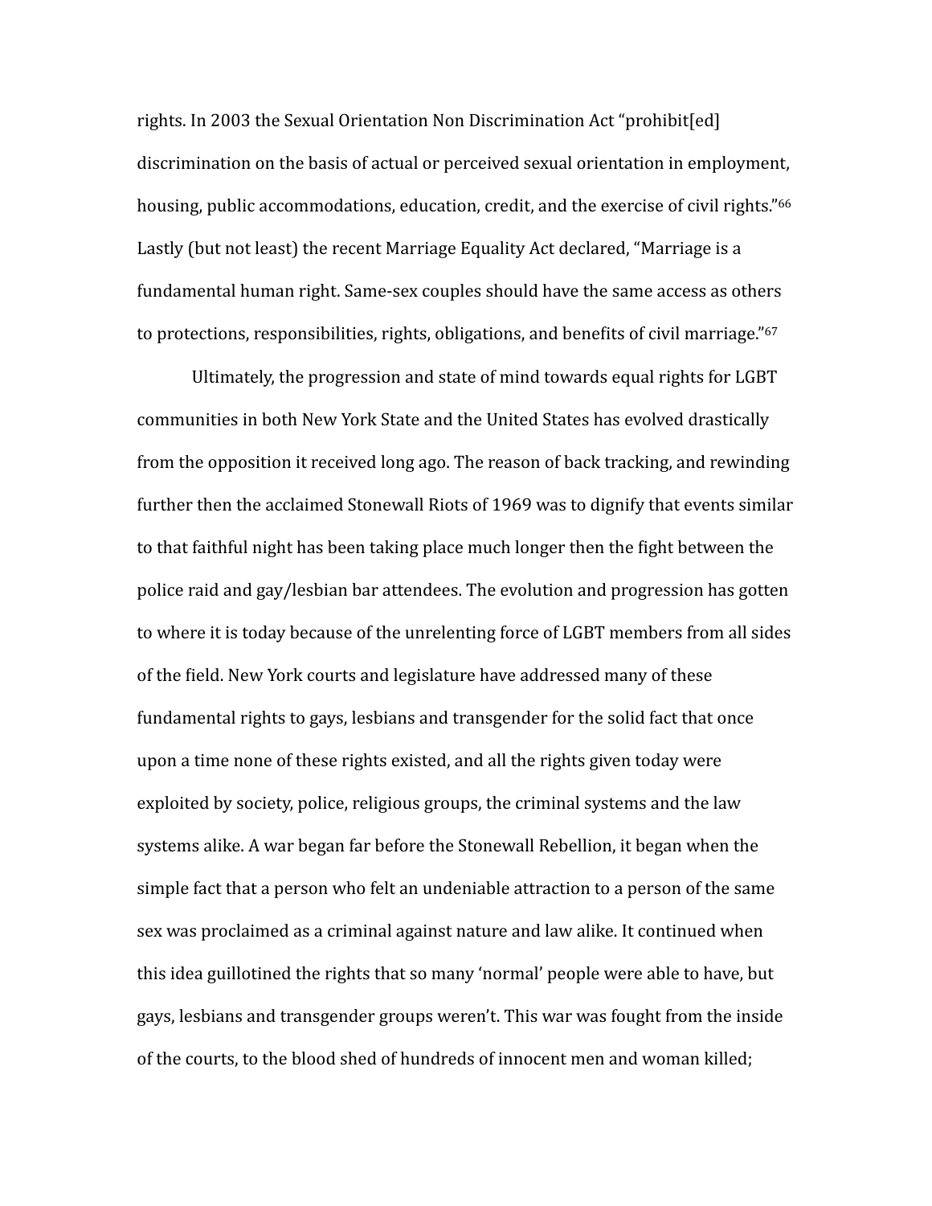rights. In 2003 the Sexual Orientation Non Discrimination Act "prohibit[ed] discrimination on the basis of actual or perceived sexual orientation in employment, housing, public accommodations, education, credit, and the exercise of civil rights."[66] Lastly (but not least) the recent Marriage Equality Act declared, "Marriage is a fundamental human right. Same-sex couples should have the same access as others to protections, responsibilities, rights, obligations, and benefits of civil marriage."[67]

Ultimately, the progression and state of mind towards equal rights for LGBT communities in both New York State and the United States has evolved drastically from the opposition it received long ago. The reason of back tracking, and rewinding further then the acclaimed Stonewall Riots of 1969 was to dignify that events similar to that faithful night has been taking place much longer then the fight between the police raid and gay/lesbian bar attendees. The evolution and progression has gotten to where it is today because of the unrelenting force of LGBT members from all sides of the field. New York courts and legislature have addressed many of these fundamental rights to gays, lesbians and transgender for the solid fact that once upon a time none of these rights existed, and all the rights given today were exploited by society, police, religious groups, the criminal systems and the law systems alike. A war began far before the Stonewall Rebellion, it began when the simple fact that a person who felt an undeniable attraction to a person of the same sex was proclaimed as a criminal against nature and law alike. It continued when this idea guillotined the rights that so many 'normal' people were able to have, but gays, lesbians and transgender groups weren't. This war was fought from the inside of the courts, to the blood shed of hundreds of innocent men and woman killed;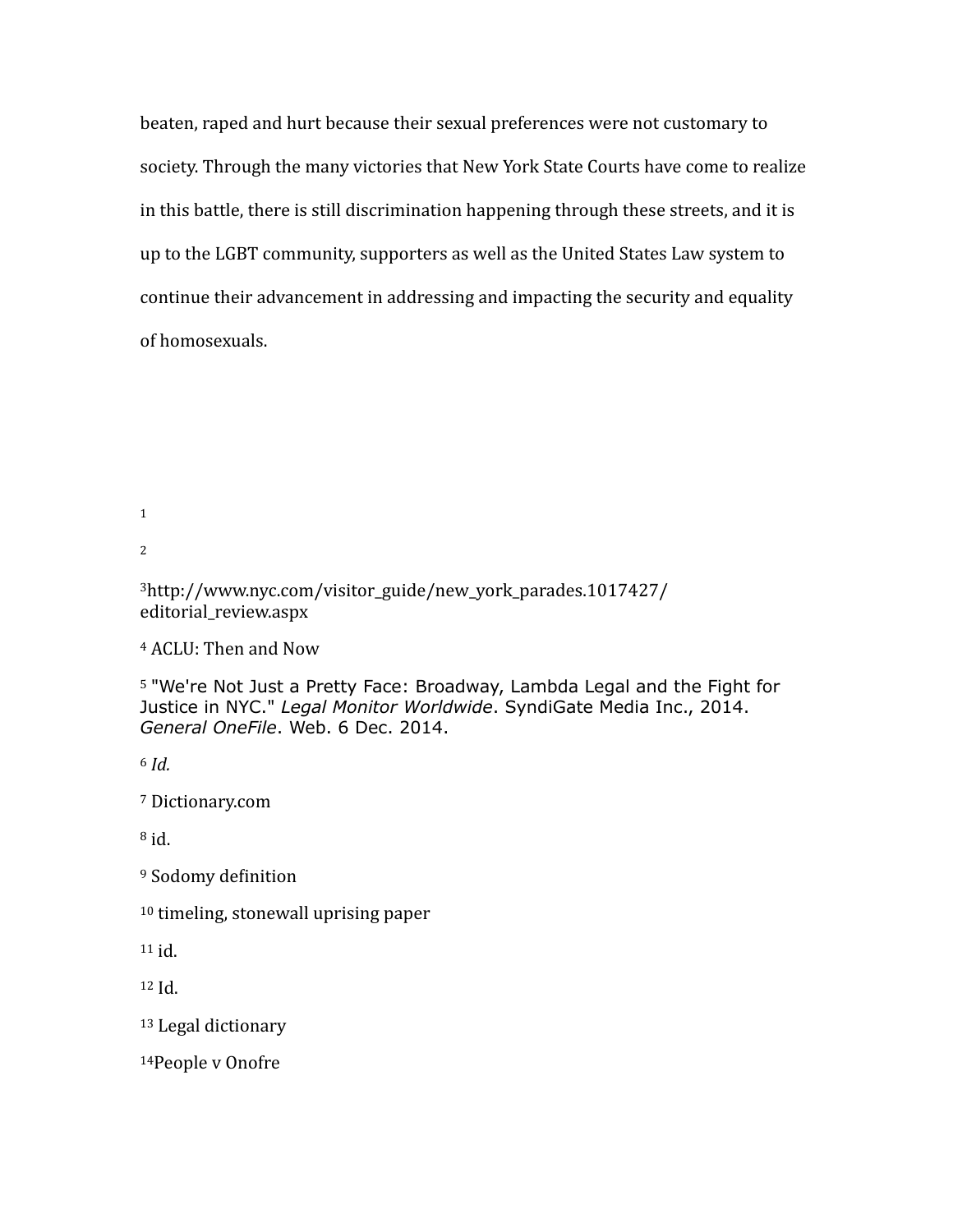beaten, raped and hurt because their sexual preferences were not customary to society. Through the many victories that New York State Courts have come to realize in this battle, there is still discrimination happening through these streets, and it is up to the LGBT community, supporters as well as the United States Law system to continue their advancement in addressing and impacting the security and equality of homosexuals.

[1]

[2]

[3]http://www.nyc.com/visitor_guide/new_york_parades.1017427/editorial_review.aspx

[4] ACLU: Then and Now

[5] "We're Not Just a Pretty Face: Broadway, Lambda Legal and the Fight for Justice in NYC." *Legal Monitor Worldwide*. SyndiGate Media Inc., 2014. *General OneFile*. Web. 6 Dec. 2014.

[6] *Id.*

[7] Dictionary.com

[8] id.

[9] Sodomy definition

[10] timeling, stonewall uprising paper

[11] id.

[12] Id.

[13] Legal dictionary

[14]People v Onofre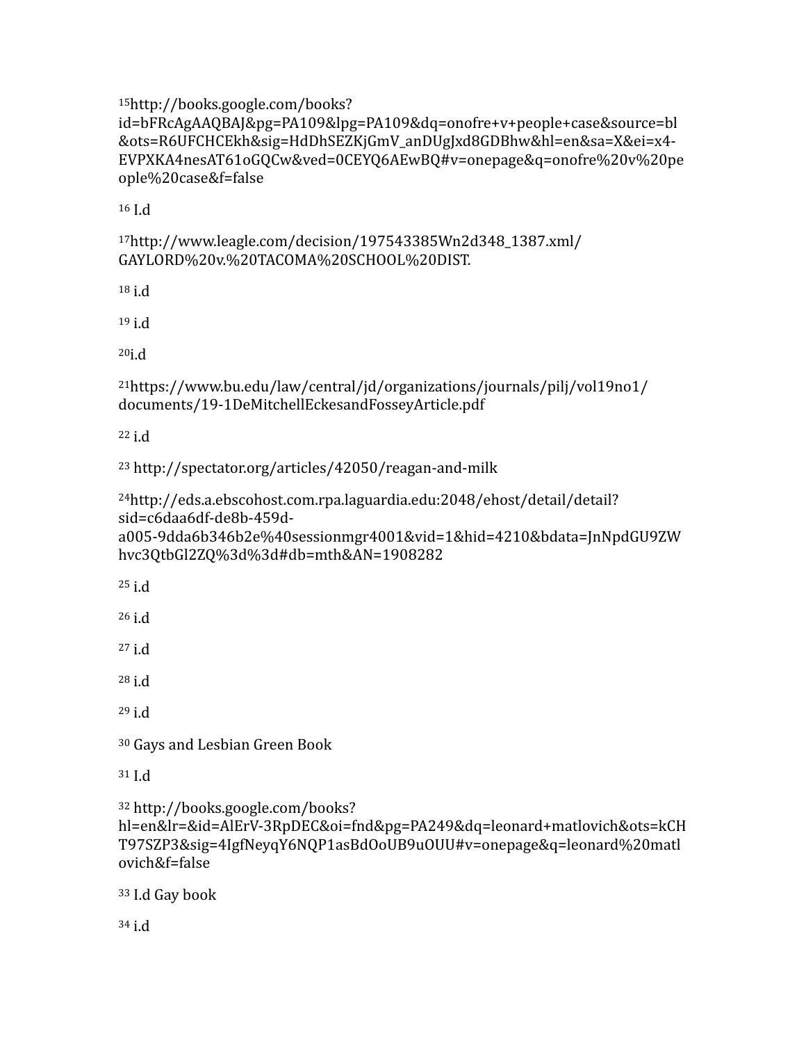[15]http://books.google.com/books?id=bFRcAgAAQBAJ&pg=PA109&lpg=PA109&dq=onofre+v+people+case&source=bl&ots=R6UFCHCEkh&sig=HdDhSEZKjGmV_anDUgJxd8GDBhw&hl=en&sa=X&ei=x4-EVPXKA4nesAT61oGQCw&ved=0CEYQ6AEwBQ#v=onepage&q=onofre%20v%20people%20case&f=false

[16] I.d

[17]http://www.leagle.com/decision/197543385Wn2d348_1387.xml/GAYLORD%20v.%20TACOMA%20SCHOOL%20DIST.

[18] i.d

[19] i.d

[20]i.d

[21]https://www.bu.edu/law/central/jd/organizations/journals/pilj/vol19no1/documents/19-1DeMitchellEckesandFosseyArticle.pdf

[22] i.d

[23] http://spectator.org/articles/42050/reagan-and-milk

[24]http://eds.a.ebscohost.com.rpa.laguardia.edu:2048/ehost/detail/detail?sid=c6daa6df-de8b-459d-a005-9dda6b346b2e%40sessionmgr4001&vid=1&hid=4210&bdata=JnNpdGU9ZWhvc3QtbGl2ZQ%3d%3d#db=mth&AN=1908282

[25] i.d

[26] i.d

[27] i.d

[28] i.d

[29] i.d

[30] Gays and Lesbian Green Book

[31] I.d

[32] http://books.google.com/books?hl=en&lr=&id=AlErV-3RpDEC&oi=fnd&pg=PA249&dq=leonard+matlovich&ots=kCHT97SZP3&sig=4IgfNeyqY6NQP1asBdOoUB9uOUU#v=onepage&q=leonard%20matlovich&f=false

[33] I.d Gay book

[34] i.d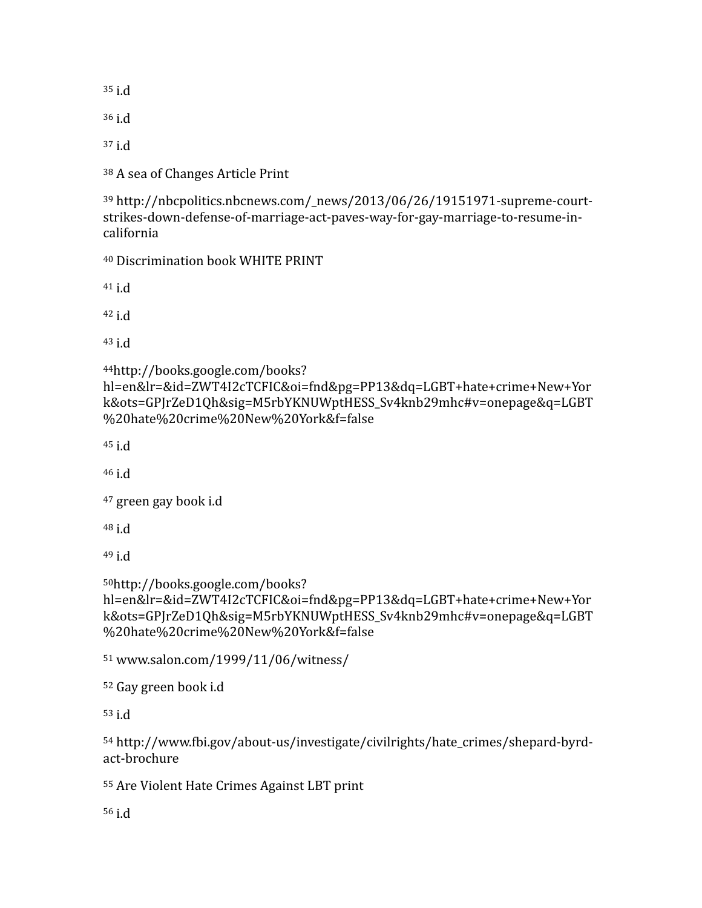[35] i.d

[36] i.d

[37] i.d

[38] A sea of Changes Article Print

[39] http://nbcpolitics.nbcnews.com/_news/2013/06/26/19151971-supreme-court-strikes-down-defense-of-marriage-act-paves-way-for-gay-marriage-to-resume-in-california

[40] Discrimination book WHITE PRINT

[41] i.d

[42] i.d

[43] i.d

[44]http://books.google.com/books?hl=en&lr=&id=ZWT4I2cTCFIC&oi=fnd&pg=PP13&dq=LGBT+hate+crime+New+York&ots=GPJrZeD1Qh&sig=M5rbYKNUWptHESS_Sv4knb29mhc#v=onepage&q=LGBT%20hate%20crime%20New%20York&f=false

[45] i.d

[46] i.d

[47] green gay book i.d

[48] i.d

[49] i.d

[50]http://books.google.com/books?hl=en&lr=&id=ZWT4I2cTCFIC&oi=fnd&pg=PP13&dq=LGBT+hate+crime+New+York&ots=GPJrZeD1Qh&sig=M5rbYKNUWptHESS_Sv4knb29mhc#v=onepage&q=LGBT%20hate%20crime%20New%20York&f=false

[51] www.salon.com/1999/11/06/witness/

[52] Gay green book i.d

[53] i.d

[54] http://www.fbi.gov/about-us/investigate/civilrights/hate_crimes/shepard-byrd-act-brochure

[55] Are Violent Hate Crimes Against LBT print

[56] i.d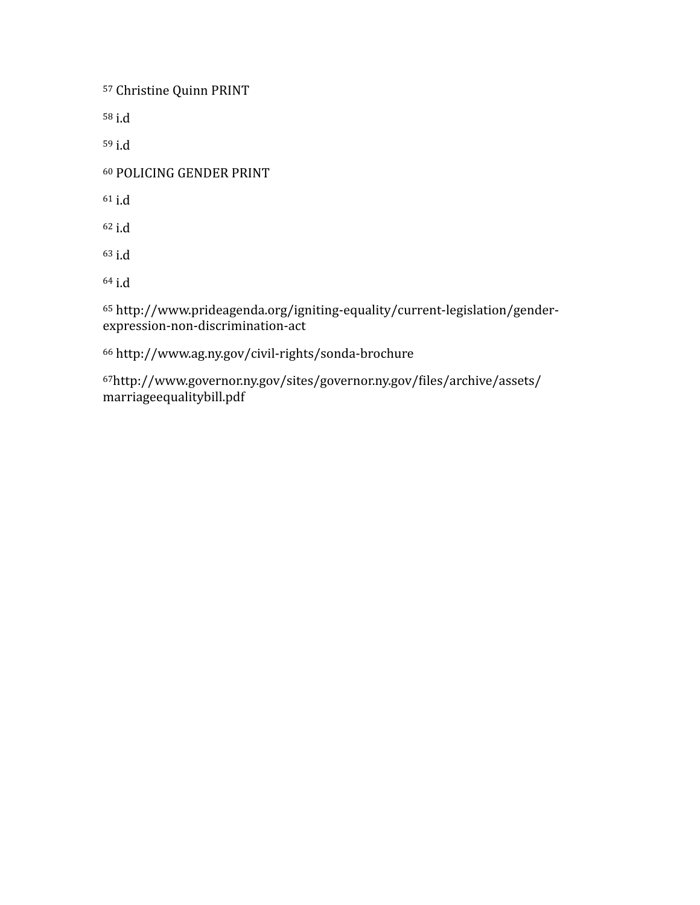[57] Christine Quinn PRINT

[58] i.d

[59] i.d

[60] POLICING GENDER PRINT

[61] i.d

[62] i.d

[63] i.d

[64] i.d

[65] http://www.prideagenda.org/igniting-equality/current-legislation/gender-expression-non-discrimination-act

[66] http://www.ag.ny.gov/civil-rights/sonda-brochure

[67]http://www.governor.ny.gov/sites/governor.ny.gov/files/archive/assets/marriageequalitybill.pdf